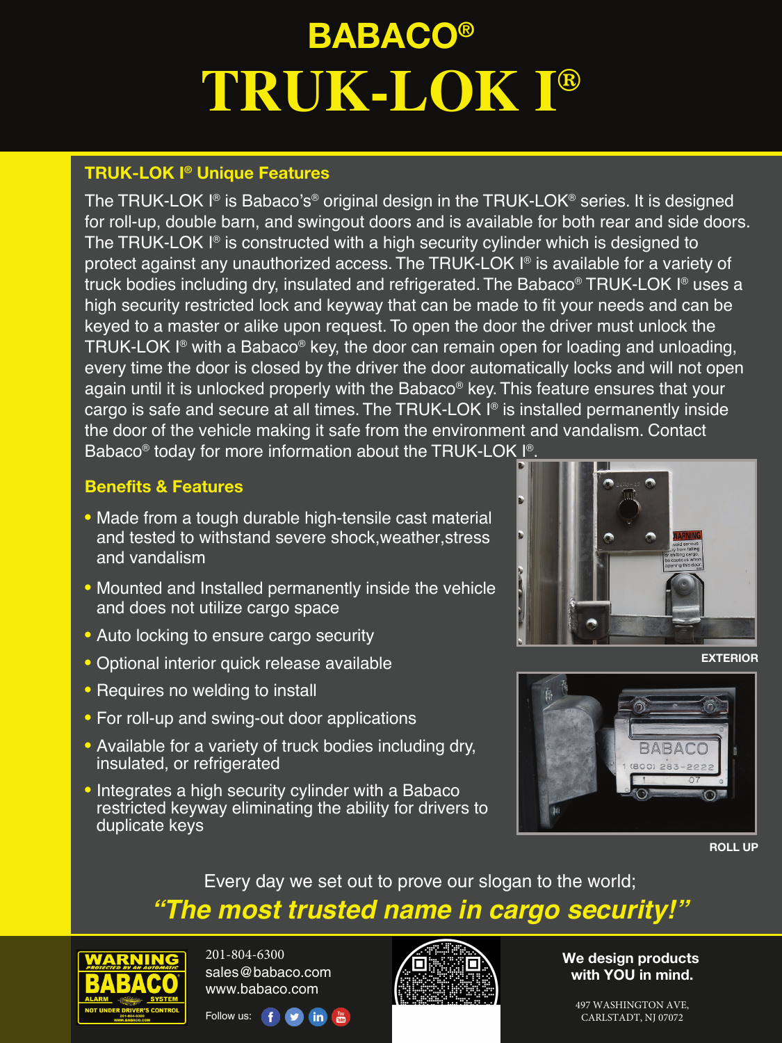# BABACO®

# TRUK-LOK I®

## TRUK-LOK I® Unique Features

The TRUK-LOK I® is Babaco's® original design in the TRUK-LOK® series. It is designed for roll-up, double barn, and swingout doors and is available for both rear and side doors. The TRUK-LOK I® is constructed with a high security cylinder which is designed to protect against any unauthorized access. The TRUK-LOK I® is available for a variety of truck bodies including dry, insulated and refrigerated. The Babaco® TRUK-LOK I® uses a high security restricted lock and keyway that can be made to fit your needs and can be keyed to a master or alike upon request. To open the door the driver must unlock the TRUK-LOK I® with a Babaco® key, the door can remain open for loading and unloading, every time the door is closed by the driver the door automatically locks and will not open again until it is unlocked properly with the Babaco® key. This feature ensures that your cargo is safe and secure at all times. The TRUK-LOK I® is installed permanently inside the door of the vehicle making it safe from the environment and vandalism. Contact Babaco® today for more information about the TRUK-LOK I®.

## Benefits & Features

- Made from a tough durable high-tensile cast material and tested to withstand severe shock,weather,stress and vandalism
- Mounted and Installed permanently inside the vehicle and does not utilize cargo space
- Auto locking to ensure cargo security
- Optional interior quick release available
- Requires no welding to install
- For roll-up and swing-out door applications
- Available for a variety of truck bodies including dry, insulated, or refrigerated
- Integrates a high security cylinder with a Babaco restricted keyway eliminating the ability for drivers to duplicate keys

EXTERIOR

ROLL UP

Every day we set out to prove our slogan to the world;

***"The most trusted name in cargo security!"***

201-804-6300
sales@babaco.com
www.babaco.com

Follow us:

**We design products with YOU in mind.**

497 WASHINGTON AVE,
CARLSTADT, NJ 07072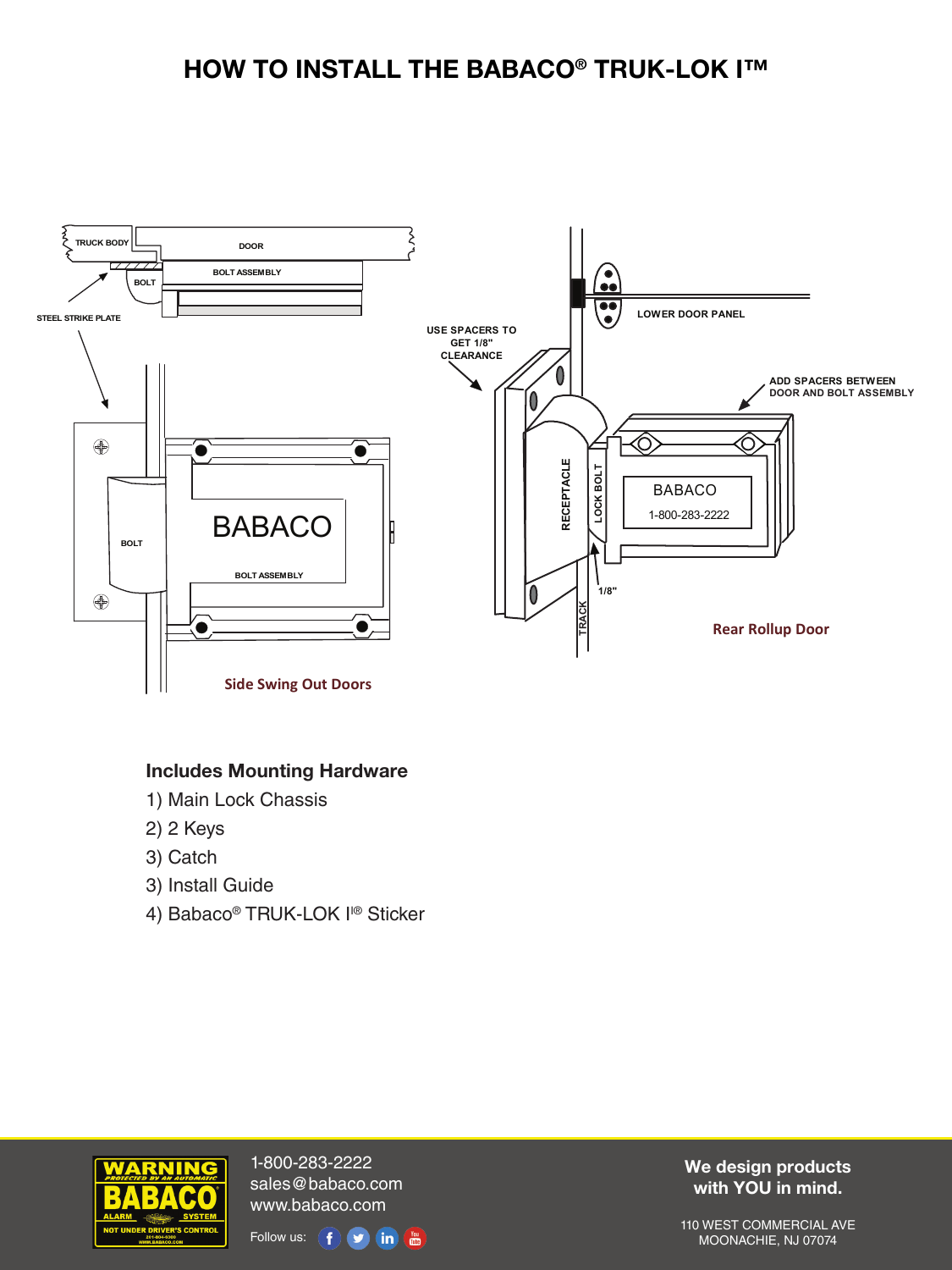# HOW TO INSTALL THE BABACO® TRUK-LOK I™

TRUCK BODY

DOOR

BOLT ASSEMBLY

BOLT

STEEL STRIKE PLATE

BOLT

BABACO

BOLT ASSEMBLY

Side Swing Out Doors

LOWER DOOR PANEL

USE SPACERS TO GET 1/8" CLEARANCE

ADD SPACERS BETWEEN DOOR AND BOLT ASSEMBLY

RECEPTACLE

LOCK BOLT

BABACO

1-800-283-2222

1/8"

TRACK

Rear Rollup Door

**Includes Mounting Hardware**

1) Main Lock Chassis
2) 2 Keys
3) Catch
3) Install Guide
4) Babaco® TRUK-LOK I® Sticker

1-800-283-2222
sales@babaco.com
www.babaco.com

Follow us:

We design products with YOU in mind.

110 WEST COMMERCIAL AVE
MOONACHIE, NJ 07074